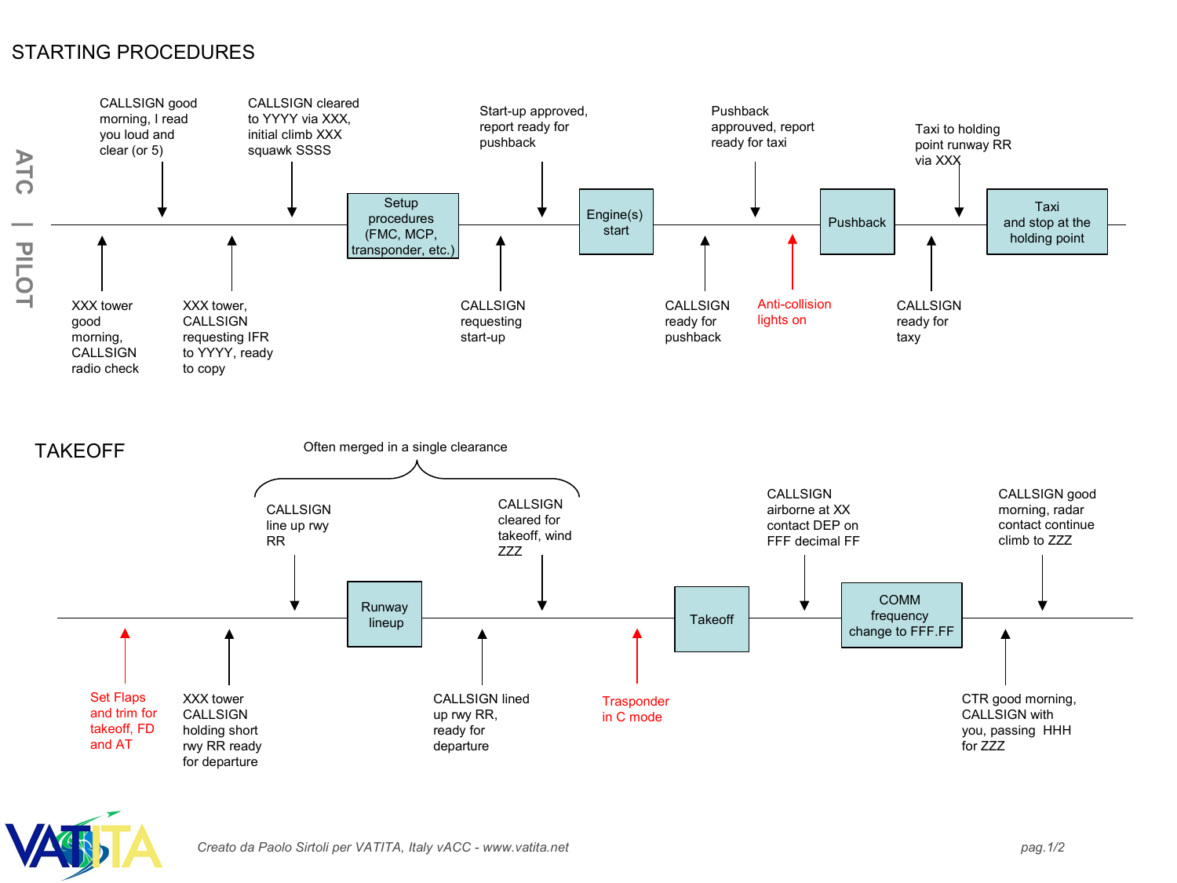# STARTING PROCEDURES

ATC | PILOT

| Step | ATC | Pilot |
|---|---|---|
| 1 | | XXX tower good morning, CALLSIGN radio check |
| 2 | CALLSIGN good morning, I read you loud and clear (or 5) | |
| 3 | | XXX tower, CALLSIGN requesting IFR to YYYY, ready to copy |
| 4 | CALLSIGN cleared to YYYY via XXX, initial climb XXX squawk SSSS | |
| **Setup procedures (FMC, MCP, transponder, etc.)** | | |
| 5 | | CALLSIGN requesting start-up |
| 6 | Start-up approved, report ready for pushback | |
| **Engine(s) start** | | |
| 7 | | CALLSIGN ready for pushback |
| 8 | Pushback approuved, report ready for taxi | |
| 9 | | Anti-collision lights on |
| **Pushback** | | |
| 10 | | CALLSIGN ready for taxy |
| 11 | Taxi to holding point runway RR via XXX | |
| **Taxi and stop at the holding point** | | |

# TAKEOFF

| Step | ATC | Pilot |
|---|---|---|
| 1 | | Set Flaps and trim for takeoff, FD and AT |
| 2 | | XXX tower CALLSIGN holding short rwy RR ready for departure |
| 3 | CALLSIGN line up rwy RR (often merged in a single clearance with the takeoff clearance) | |
| **Runway lineup** | | |
| 4 | | CALLSIGN lined up rwy RR, ready for departure |
| 5 | CALLSIGN cleared for takeoff, wind ZZZ (often merged in a single clearance with the line up) | |
| 6 | | Trasponder in C mode |
| **Takeoff** | | |
| 7 | CALLSIGN airborne at XX contact DEP on FFF decimal FF | |
| **COMM frequency change to FFF.FF** | | |
| 8 | | CTR good morning, CALLSIGN with you, passing HHH for ZZZ |
| 9 | CALLSIGN good morning, radar contact continue climb to ZZZ | |

*Creato da Paolo Sirtoli per VATITA, Italy vACC - www.vatita.net*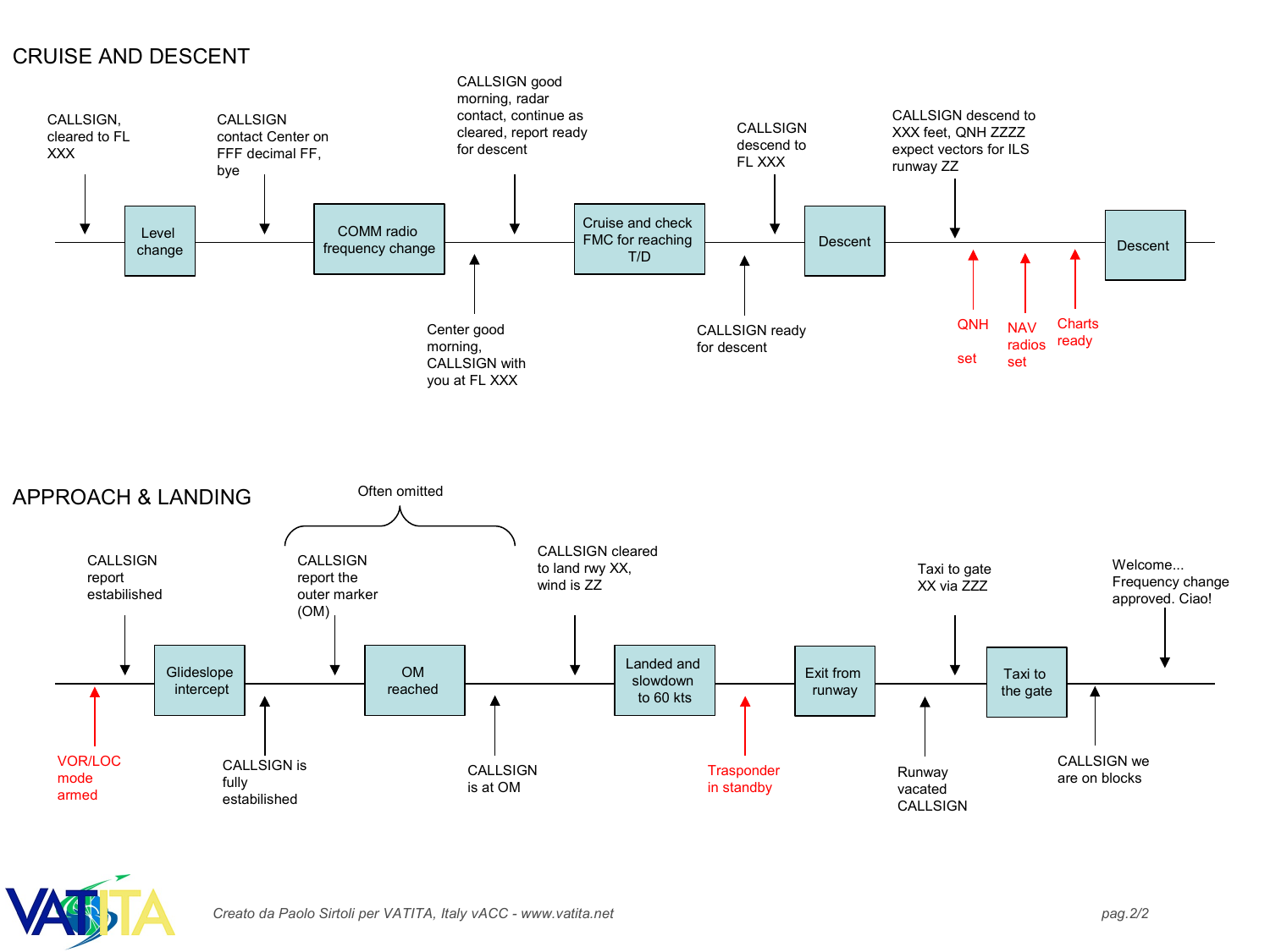## CRUISE AND DESCENT

CALLSIGN, cleared to FL XXX

Level change

CALLSIGN contact Center on FFF decimal FF, bye

COMM radio frequency change

Center good morning, CALLSIGN with you at FL XXX

CALLSIGN good morning, radar contact, continue as cleared, report ready for descent

Cruise and check FMC for reaching T/D

CALLSIGN ready for descent

CALLSIGN descend to FL XXX

Descent

CALLSIGN descend to XXX feet, QNH ZZZZ expect vectors for ILS runway ZZ

QNH set

NAV radios set

Charts ready

Descent

## APPROACH & LANDING

VOR/LOC mode armed

CALLSIGN report estabilished

Glideslope intercept

CALLSIGN is fully estabilished

Often omitted

CALLSIGN report the outer marker (OM)

OM reached

CALLSIGN is at OM

CALLSIGN cleared to land rwy XX, wind is ZZ

Landed and slowdown to 60 kts

Trasponder in standby

Exit from runway

Runway vacated CALLSIGN

Taxi to gate XX via ZZZ

Taxi to the gate

CALLSIGN we are on blocks

Welcome... Frequency change approved. Ciao!

*Creato da Paolo Sirtoli per VATITA, Italy vACC - www.vatita.net*